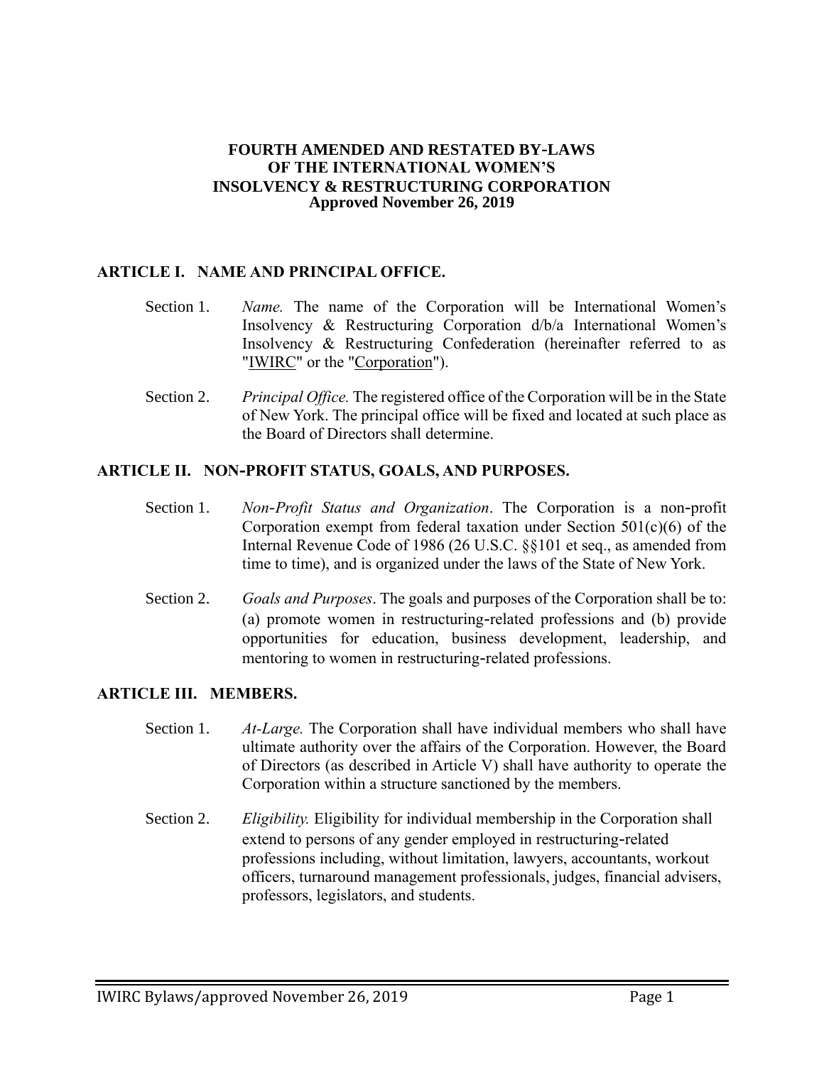**FOURTH AMENDED AND RESTATED BY-LAWS**
**OF THE INTERNATIONAL WOMEN'S**
**INSOLVENCY & RESTRUCTURING CORPORATION**
**Approved November 26, 2019**

## ARTICLE I. NAME AND PRINCIPAL OFFICE.

Section 1. *Name.* The name of the Corporation will be International Women's Insolvency & Restructuring Corporation d/b/a International Women's Insolvency & Restructuring Confederation (hereinafter referred to as "IWIRC" or the "Corporation").

Section 2. *Principal Office.* The registered office of the Corporation will be in the State of New York. The principal office will be fixed and located at such place as the Board of Directors shall determine.

## ARTICLE II. NON-PROFIT STATUS, GOALS, AND PURPOSES.

Section 1. *Non-Profit Status and Organization*. The Corporation is a non-profit Corporation exempt from federal taxation under Section 501(c)(6) of the Internal Revenue Code of 1986 (26 U.S.C. §§101 et seq., as amended from time to time), and is organized under the laws of the State of New York.

Section 2. *Goals and Purposes*. The goals and purposes of the Corporation shall be to: (a) promote women in restructuring-related professions and (b) provide opportunities for education, business development, leadership, and mentoring to women in restructuring-related professions.

## ARTICLE III. MEMBERS.

Section 1. *At-Large.* The Corporation shall have individual members who shall have ultimate authority over the affairs of the Corporation. However, the Board of Directors (as described in Article V) shall have authority to operate the Corporation within a structure sanctioned by the members.

Section 2. *Eligibility.* Eligibility for individual membership in the Corporation shall extend to persons of any gender employed in restructuring-related professions including, without limitation, lawyers, accountants, workout officers, turnaround management professionals, judges, financial advisers, professors, legislators, and students.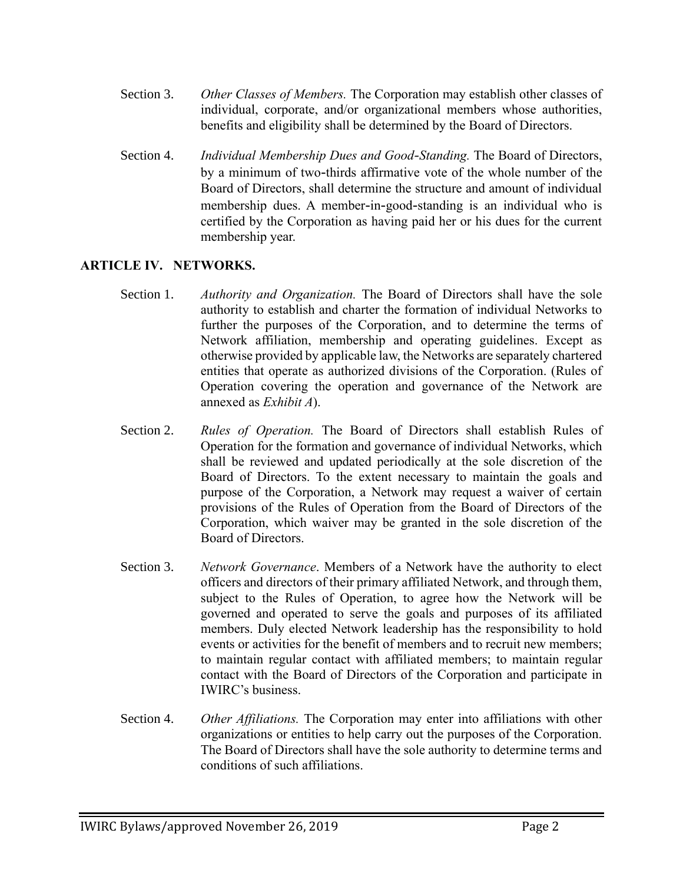Section 3. *Other Classes of Members.* The Corporation may establish other classes of individual, corporate, and/or organizational members whose authorities, benefits and eligibility shall be determined by the Board of Directors.

Section 4. *Individual Membership Dues and Good-Standing.* The Board of Directors, by a minimum of two-thirds affirmative vote of the whole number of the Board of Directors, shall determine the structure and amount of individual membership dues. A member-in-good-standing is an individual who is certified by the Corporation as having paid her or his dues for the current membership year.

## ARTICLE IV. NETWORKS.

Section 1. *Authority and Organization.* The Board of Directors shall have the sole authority to establish and charter the formation of individual Networks to further the purposes of the Corporation, and to determine the terms of Network affiliation, membership and operating guidelines. Except as otherwise provided by applicable law, the Networks are separately chartered entities that operate as authorized divisions of the Corporation. (Rules of Operation covering the operation and governance of the Network are annexed as *Exhibit A*).

Section 2. *Rules of Operation.* The Board of Directors shall establish Rules of Operation for the formation and governance of individual Networks, which shall be reviewed and updated periodically at the sole discretion of the Board of Directors. To the extent necessary to maintain the goals and purpose of the Corporation, a Network may request a waiver of certain provisions of the Rules of Operation from the Board of Directors of the Corporation, which waiver may be granted in the sole discretion of the Board of Directors.

Section 3. *Network Governance*. Members of a Network have the authority to elect officers and directors of their primary affiliated Network, and through them, subject to the Rules of Operation, to agree how the Network will be governed and operated to serve the goals and purposes of its affiliated members. Duly elected Network leadership has the responsibility to hold events or activities for the benefit of members and to recruit new members; to maintain regular contact with affiliated members; to maintain regular contact with the Board of Directors of the Corporation and participate in IWIRC's business.

Section 4. *Other Affiliations.* The Corporation may enter into affiliations with other organizations or entities to help carry out the purposes of the Corporation. The Board of Directors shall have the sole authority to determine terms and conditions of such affiliations.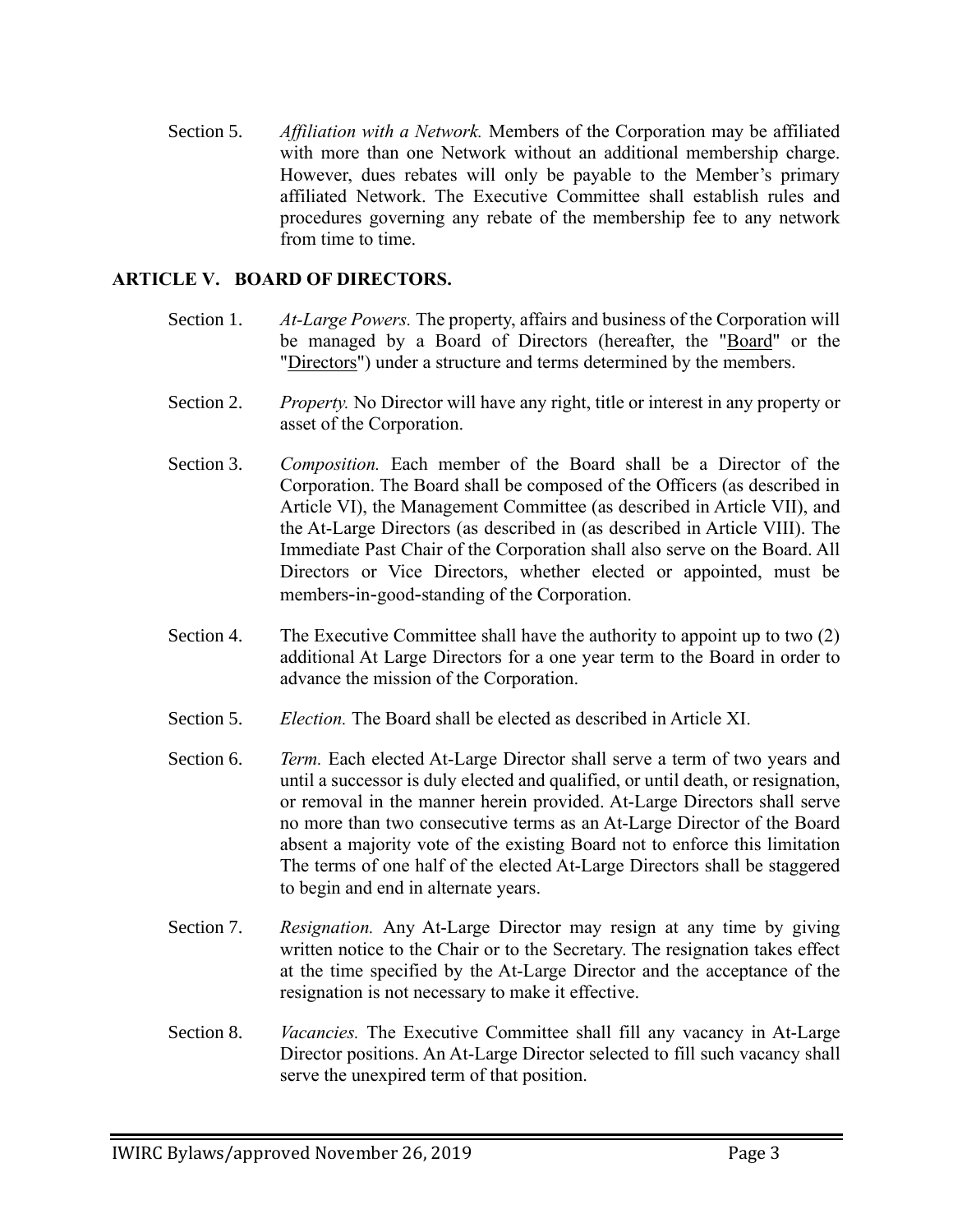Section 5. *Affiliation with a Network.* Members of the Corporation may be affiliated with more than one Network without an additional membership charge. However, dues rebates will only be payable to the Member's primary affiliated Network. The Executive Committee shall establish rules and procedures governing any rebate of the membership fee to any network from time to time.

## ARTICLE V. BOARD OF DIRECTORS.

Section 1. *At-Large Powers.* The property, affairs and business of the Corporation will be managed by a Board of Directors (hereafter, the "Board" or the "Directors") under a structure and terms determined by the members.

Section 2. *Property.* No Director will have any right, title or interest in any property or asset of the Corporation.

Section 3. *Composition.* Each member of the Board shall be a Director of the Corporation. The Board shall be composed of the Officers (as described in Article VI), the Management Committee (as described in Article VII), and the At-Large Directors (as described in (as described in Article VIII). The Immediate Past Chair of the Corporation shall also serve on the Board. All Directors or Vice Directors, whether elected or appointed, must be members-in-good-standing of the Corporation.

Section 4. The Executive Committee shall have the authority to appoint up to two (2) additional At Large Directors for a one year term to the Board in order to advance the mission of the Corporation.

Section 5. *Election.* The Board shall be elected as described in Article XI.

Section 6. *Term.* Each elected At-Large Director shall serve a term of two years and until a successor is duly elected and qualified, or until death, or resignation, or removal in the manner herein provided. At-Large Directors shall serve no more than two consecutive terms as an At-Large Director of the Board absent a majority vote of the existing Board not to enforce this limitation The terms of one half of the elected At-Large Directors shall be staggered to begin and end in alternate years.

Section 7. *Resignation.* Any At-Large Director may resign at any time by giving written notice to the Chair or to the Secretary. The resignation takes effect at the time specified by the At-Large Director and the acceptance of the resignation is not necessary to make it effective.

Section 8. *Vacancies.* The Executive Committee shall fill any vacancy in At-Large Director positions. An At-Large Director selected to fill such vacancy shall serve the unexpired term of that position.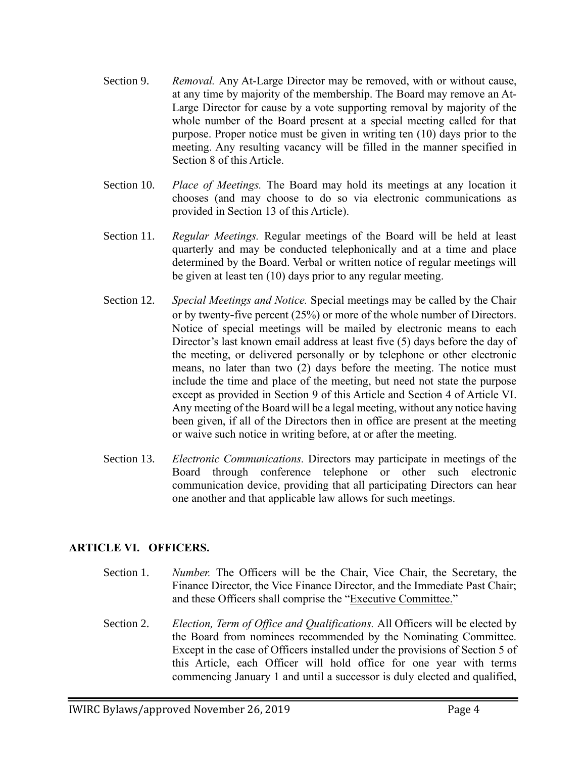Section 9. *Removal.* Any At-Large Director may be removed, with or without cause, at any time by majority of the membership. The Board may remove an At-Large Director for cause by a vote supporting removal by majority of the whole number of the Board present at a special meeting called for that purpose. Proper notice must be given in writing ten (10) days prior to the meeting. Any resulting vacancy will be filled in the manner specified in Section 8 of this Article.

Section 10. *Place of Meetings.* The Board may hold its meetings at any location it chooses (and may choose to do so via electronic communications as provided in Section 13 of this Article).

Section 11. *Regular Meetings.* Regular meetings of the Board will be held at least quarterly and may be conducted telephonically and at a time and place determined by the Board. Verbal or written notice of regular meetings will be given at least ten (10) days prior to any regular meeting.

Section 12. *Special Meetings and Notice.* Special meetings may be called by the Chair or by twenty-five percent (25%) or more of the whole number of Directors. Notice of special meetings will be mailed by electronic means to each Director's last known email address at least five (5) days before the day of the meeting, or delivered personally or by telephone or other electronic means, no later than two (2) days before the meeting. The notice must include the time and place of the meeting, but need not state the purpose except as provided in Section 9 of this Article and Section 4 of Article VI. Any meeting of the Board will be a legal meeting, without any notice having been given, if all of the Directors then in office are present at the meeting or waive such notice in writing before, at or after the meeting.

Section 13. *Electronic Communications.* Directors may participate in meetings of the Board through conference telephone or other such electronic communication device, providing that all participating Directors can hear one another and that applicable law allows for such meetings.

## ARTICLE VI. OFFICERS.

Section 1. *Number.* The Officers will be the Chair, Vice Chair, the Secretary, the Finance Director, the Vice Finance Director, and the Immediate Past Chair; and these Officers shall comprise the "Executive Committee."

Section 2. *Election, Term of Office and Qualifications.* All Officers will be elected by the Board from nominees recommended by the Nominating Committee. Except in the case of Officers installed under the provisions of Section 5 of this Article, each Officer will hold office for one year with terms commencing January 1 and until a successor is duly elected and qualified,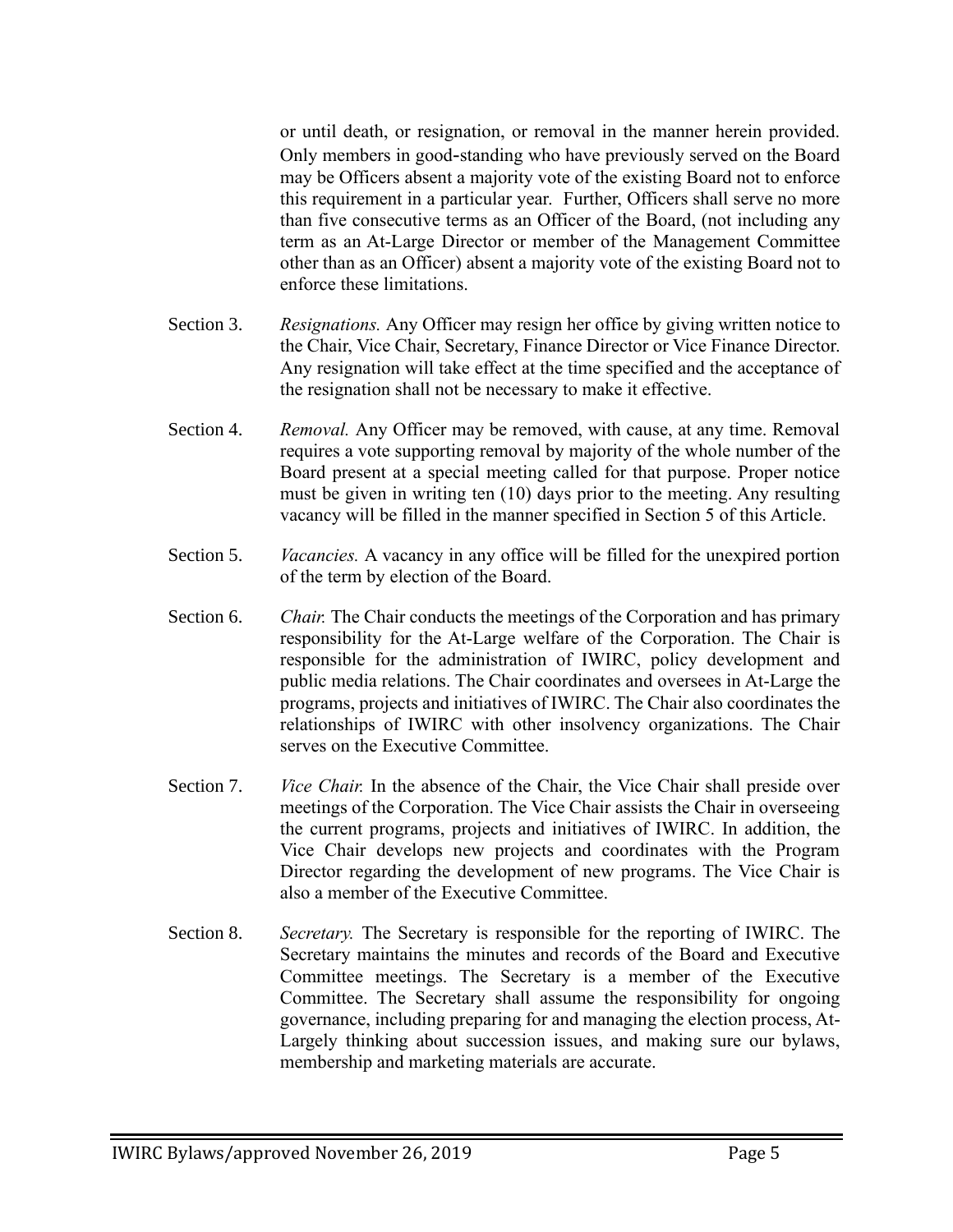or until death, or resignation, or removal in the manner herein provided. Only members in good-standing who have previously served on the Board may be Officers absent a majority vote of the existing Board not to enforce this requirement in a particular year. Further, Officers shall serve no more than five consecutive terms as an Officer of the Board, (not including any term as an At-Large Director or member of the Management Committee other than as an Officer) absent a majority vote of the existing Board not to enforce these limitations.

Section 3. *Resignations.* Any Officer may resign her office by giving written notice to the Chair, Vice Chair, Secretary, Finance Director or Vice Finance Director. Any resignation will take effect at the time specified and the acceptance of the resignation shall not be necessary to make it effective.

Section 4. *Removal.* Any Officer may be removed, with cause, at any time. Removal requires a vote supporting removal by majority of the whole number of the Board present at a special meeting called for that purpose. Proper notice must be given in writing ten (10) days prior to the meeting. Any resulting vacancy will be filled in the manner specified in Section 5 of this Article.

Section 5. *Vacancies.* A vacancy in any office will be filled for the unexpired portion of the term by election of the Board.

Section 6. *Chair.* The Chair conducts the meetings of the Corporation and has primary responsibility for the At-Large welfare of the Corporation. The Chair is responsible for the administration of IWIRC, policy development and public media relations. The Chair coordinates and oversees in At-Large the programs, projects and initiatives of IWIRC. The Chair also coordinates the relationships of IWIRC with other insolvency organizations. The Chair serves on the Executive Committee.

Section 7. *Vice Chair.* In the absence of the Chair, the Vice Chair shall preside over meetings of the Corporation. The Vice Chair assists the Chair in overseeing the current programs, projects and initiatives of IWIRC. In addition, the Vice Chair develops new projects and coordinates with the Program Director regarding the development of new programs. The Vice Chair is also a member of the Executive Committee.

Section 8. *Secretary.* The Secretary is responsible for the reporting of IWIRC. The Secretary maintains the minutes and records of the Board and Executive Committee meetings. The Secretary is a member of the Executive Committee. The Secretary shall assume the responsibility for ongoing governance, including preparing for and managing the election process, At-Largely thinking about succession issues, and making sure our bylaws, membership and marketing materials are accurate.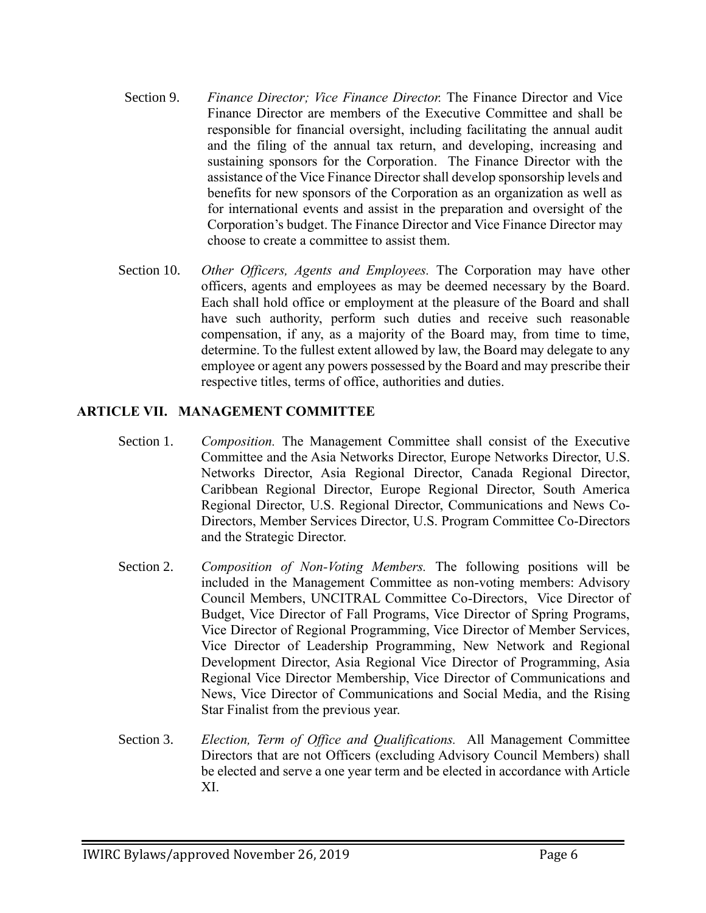Section 9. *Finance Director; Vice Finance Director.* The Finance Director and Vice Finance Director are members of the Executive Committee and shall be responsible for financial oversight, including facilitating the annual audit and the filing of the annual tax return, and developing, increasing and sustaining sponsors for the Corporation. The Finance Director with the assistance of the Vice Finance Director shall develop sponsorship levels and benefits for new sponsors of the Corporation as an organization as well as for international events and assist in the preparation and oversight of the Corporation's budget. The Finance Director and Vice Finance Director may choose to create a committee to assist them.

Section 10. *Other Officers, Agents and Employees.* The Corporation may have other officers, agents and employees as may be deemed necessary by the Board. Each shall hold office or employment at the pleasure of the Board and shall have such authority, perform such duties and receive such reasonable compensation, if any, as a majority of the Board may, from time to time, determine. To the fullest extent allowed by law, the Board may delegate to any employee or agent any powers possessed by the Board and may prescribe their respective titles, terms of office, authorities and duties.

## ARTICLE VII. MANAGEMENT COMMITTEE

Section 1. *Composition.* The Management Committee shall consist of the Executive Committee and the Asia Networks Director, Europe Networks Director, U.S. Networks Director, Asia Regional Director, Canada Regional Director, Caribbean Regional Director, Europe Regional Director, South America Regional Director, U.S. Regional Director, Communications and News Co-Directors, Member Services Director, U.S. Program Committee Co-Directors and the Strategic Director.

Section 2. *Composition of Non-Voting Members.* The following positions will be included in the Management Committee as non-voting members: Advisory Council Members, UNCITRAL Committee Co-Directors, Vice Director of Budget, Vice Director of Fall Programs, Vice Director of Spring Programs, Vice Director of Regional Programming, Vice Director of Member Services, Vice Director of Leadership Programming, New Network and Regional Development Director, Asia Regional Vice Director of Programming, Asia Regional Vice Director Membership, Vice Director of Communications and News, Vice Director of Communications and Social Media, and the Rising Star Finalist from the previous year.

Section 3. *Election, Term of Office and Qualifications.* All Management Committee Directors that are not Officers (excluding Advisory Council Members) shall be elected and serve a one year term and be elected in accordance with Article XI.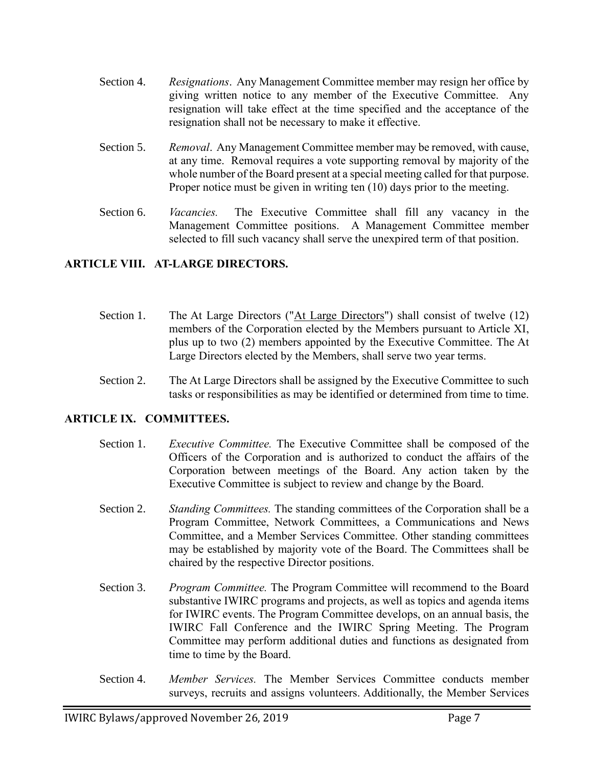Section 4. *Resignations*. Any Management Committee member may resign her office by giving written notice to any member of the Executive Committee. Any resignation will take effect at the time specified and the acceptance of the resignation shall not be necessary to make it effective.

Section 5. *Removal*. Any Management Committee member may be removed, with cause, at any time. Removal requires a vote supporting removal by majority of the whole number of the Board present at a special meeting called for that purpose. Proper notice must be given in writing ten (10) days prior to the meeting.

Section 6. *Vacancies.* The Executive Committee shall fill any vacancy in the Management Committee positions. A Management Committee member selected to fill such vacancy shall serve the unexpired term of that position.

## ARTICLE VIII. AT-LARGE DIRECTORS.

Section 1. The At Large Directors ("At Large Directors") shall consist of twelve (12) members of the Corporation elected by the Members pursuant to Article XI, plus up to two (2) members appointed by the Executive Committee. The At Large Directors elected by the Members, shall serve two year terms.

Section 2. The At Large Directors shall be assigned by the Executive Committee to such tasks or responsibilities as may be identified or determined from time to time.

## ARTICLE IX. COMMITTEES.

Section 1. *Executive Committee.* The Executive Committee shall be composed of the Officers of the Corporation and is authorized to conduct the affairs of the Corporation between meetings of the Board. Any action taken by the Executive Committee is subject to review and change by the Board.

Section 2. *Standing Committees.* The standing committees of the Corporation shall be a Program Committee, Network Committees, a Communications and News Committee, and a Member Services Committee. Other standing committees may be established by majority vote of the Board. The Committees shall be chaired by the respective Director positions.

Section 3. *Program Committee.* The Program Committee will recommend to the Board substantive IWIRC programs and projects, as well as topics and agenda items for IWIRC events. The Program Committee develops, on an annual basis, the IWIRC Fall Conference and the IWIRC Spring Meeting. The Program Committee may perform additional duties and functions as designated from time to time by the Board.

Section 4. *Member Services.* The Member Services Committee conducts member surveys, recruits and assigns volunteers. Additionally, the Member Services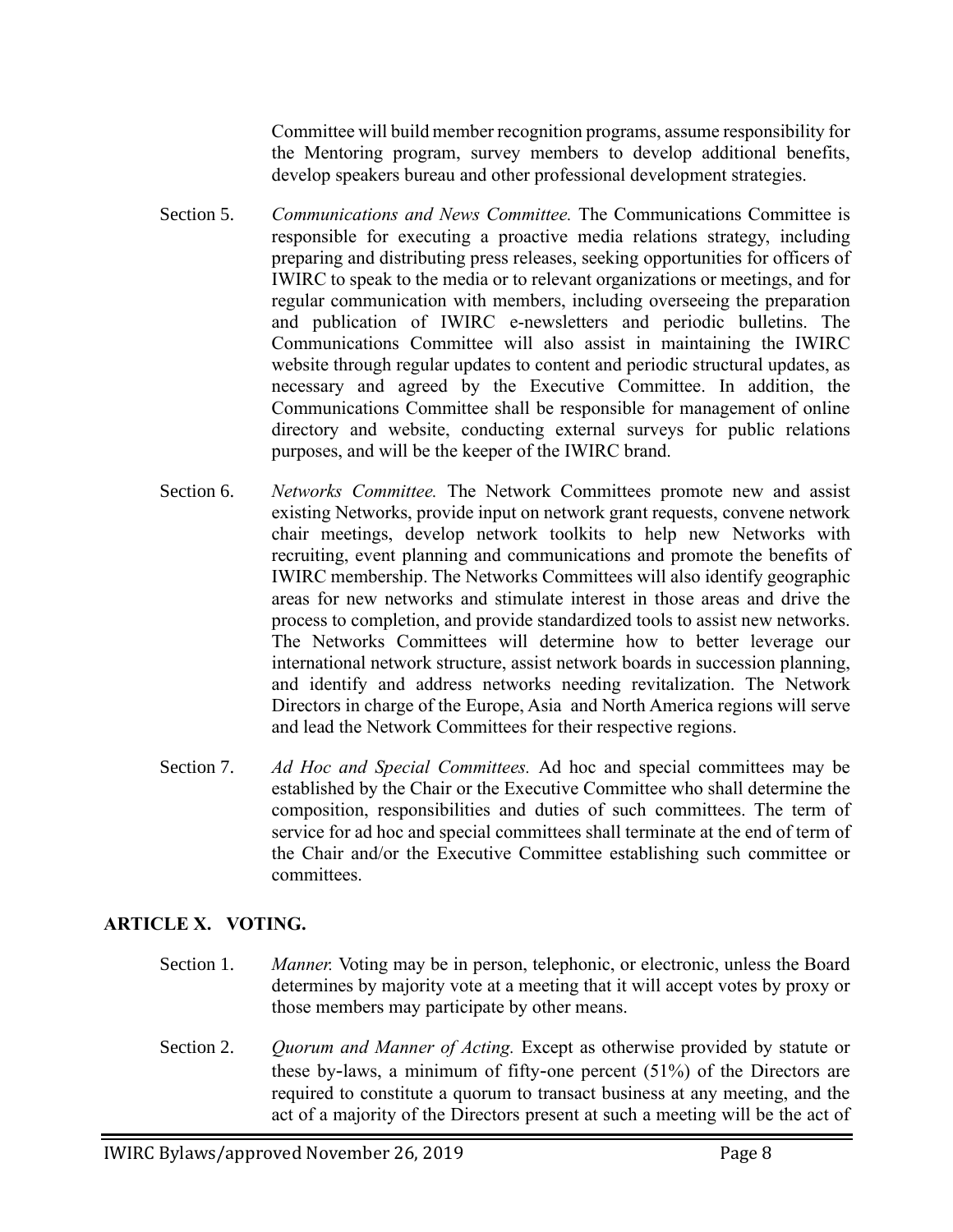Committee will build member recognition programs, assume responsibility for the Mentoring program, survey members to develop additional benefits, develop speakers bureau and other professional development strategies.

Section 5. *Communications and News Committee.* The Communications Committee is responsible for executing a proactive media relations strategy, including preparing and distributing press releases, seeking opportunities for officers of IWIRC to speak to the media or to relevant organizations or meetings, and for regular communication with members, including overseeing the preparation and publication of IWIRC e-newsletters and periodic bulletins. The Communications Committee will also assist in maintaining the IWIRC website through regular updates to content and periodic structural updates, as necessary and agreed by the Executive Committee. In addition, the Communications Committee shall be responsible for management of online directory and website, conducting external surveys for public relations purposes, and will be the keeper of the IWIRC brand.

Section 6. *Networks Committee.* The Network Committees promote new and assist existing Networks, provide input on network grant requests, convene network chair meetings, develop network toolkits to help new Networks with recruiting, event planning and communications and promote the benefits of IWIRC membership. The Networks Committees will also identify geographic areas for new networks and stimulate interest in those areas and drive the process to completion, and provide standardized tools to assist new networks. The Networks Committees will determine how to better leverage our international network structure, assist network boards in succession planning, and identify and address networks needing revitalization. The Network Directors in charge of the Europe, Asia and North America regions will serve and lead the Network Committees for their respective regions.

Section 7. *Ad Hoc and Special Committees.* Ad hoc and special committees may be established by the Chair or the Executive Committee who shall determine the composition, responsibilities and duties of such committees. The term of service for ad hoc and special committees shall terminate at the end of term of the Chair and/or the Executive Committee establishing such committee or committees.

## ARTICLE X. VOTING.

Section 1. *Manner.* Voting may be in person, telephonic, or electronic, unless the Board determines by majority vote at a meeting that it will accept votes by proxy or those members may participate by other means.

Section 2. *Quorum and Manner of Acting.* Except as otherwise provided by statute or these by-laws, a minimum of fifty-one percent (51%) of the Directors are required to constitute a quorum to transact business at any meeting, and the act of a majority of the Directors present at such a meeting will be the act of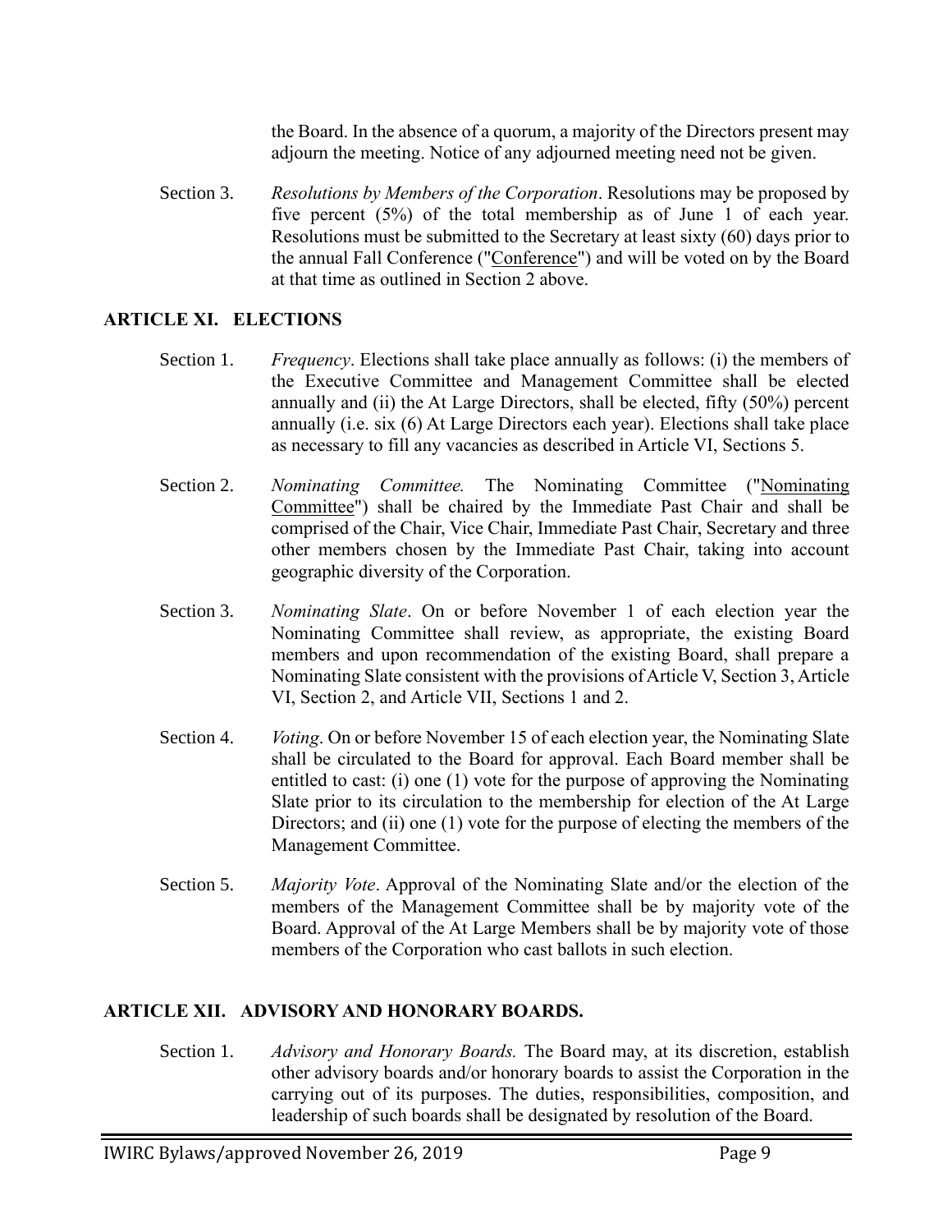the Board. In the absence of a quorum, a majority of the Directors present may adjourn the meeting. Notice of any adjourned meeting need not be given.

Section 3. *Resolutions by Members of the Corporation*. Resolutions may be proposed by five percent (5%) of the total membership as of June 1 of each year. Resolutions must be submitted to the Secretary at least sixty (60) days prior to the annual Fall Conference ("Conference") and will be voted on by the Board at that time as outlined in Section 2 above.

## ARTICLE XI. ELECTIONS

Section 1. *Frequency*. Elections shall take place annually as follows: (i) the members of the Executive Committee and Management Committee shall be elected annually and (ii) the At Large Directors, shall be elected, fifty (50%) percent annually (i.e. six (6) At Large Directors each year). Elections shall take place as necessary to fill any vacancies as described in Article VI, Sections 5.

Section 2. *Nominating Committee.* The Nominating Committee ("Nominating Committee") shall be chaired by the Immediate Past Chair and shall be comprised of the Chair, Vice Chair, Immediate Past Chair, Secretary and three other members chosen by the Immediate Past Chair, taking into account geographic diversity of the Corporation.

Section 3. *Nominating Slate*. On or before November 1 of each election year the Nominating Committee shall review, as appropriate, the existing Board members and upon recommendation of the existing Board, shall prepare a Nominating Slate consistent with the provisions of Article V, Section 3, Article VI, Section 2, and Article VII, Sections 1 and 2.

Section 4. *Voting*. On or before November 15 of each election year, the Nominating Slate shall be circulated to the Board for approval. Each Board member shall be entitled to cast: (i) one (1) vote for the purpose of approving the Nominating Slate prior to its circulation to the membership for election of the At Large Directors; and (ii) one (1) vote for the purpose of electing the members of the Management Committee.

Section 5. *Majority Vote*. Approval of the Nominating Slate and/or the election of the members of the Management Committee shall be by majority vote of the Board. Approval of the At Large Members shall be by majority vote of those members of the Corporation who cast ballots in such election.

## ARTICLE XII. ADVISORY AND HONORARY BOARDS.

Section 1. *Advisory and Honorary Boards.* The Board may, at its discretion, establish other advisory boards and/or honorary boards to assist the Corporation in the carrying out of its purposes. The duties, responsibilities, composition, and leadership of such boards shall be designated by resolution of the Board.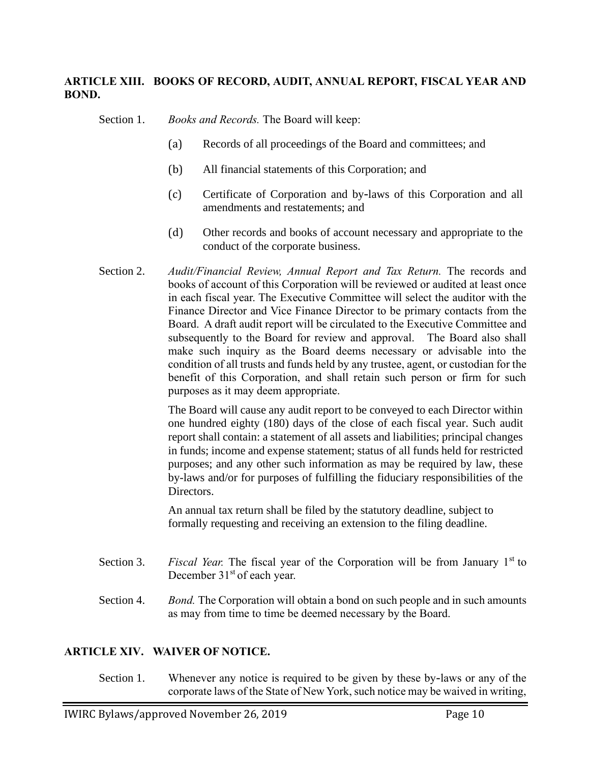## ARTICLE XIII. BOOKS OF RECORD, AUDIT, ANNUAL REPORT, FISCAL YEAR AND BOND.

Section 1. *Books and Records.* The Board will keep:

(a) Records of all proceedings of the Board and committees; and

(b) All financial statements of this Corporation; and

(c) Certificate of Corporation and by-laws of this Corporation and all amendments and restatements; and

(d) Other records and books of account necessary and appropriate to the conduct of the corporate business.

Section 2. *Audit/Financial Review, Annual Report and Tax Return.* The records and books of account of this Corporation will be reviewed or audited at least once in each fiscal year. The Executive Committee will select the auditor with the Finance Director and Vice Finance Director to be primary contacts from the Board. A draft audit report will be circulated to the Executive Committee and subsequently to the Board for review and approval. The Board also shall make such inquiry as the Board deems necessary or advisable into the condition of all trusts and funds held by any trustee, agent, or custodian for the benefit of this Corporation, and shall retain such person or firm for such purposes as it may deem appropriate.

The Board will cause any audit report to be conveyed to each Director within one hundred eighty (180) days of the close of each fiscal year. Such audit report shall contain: a statement of all assets and liabilities; principal changes in funds; income and expense statement; status of all funds held for restricted purposes; and any other such information as may be required by law, these by-laws and/or for purposes of fulfilling the fiduciary responsibilities of the Directors.

An annual tax return shall be filed by the statutory deadline, subject to formally requesting and receiving an extension to the filing deadline.

Section 3. *Fiscal Year.* The fiscal year of the Corporation will be from January 1st to December 31st of each year.

Section 4. *Bond.* The Corporation will obtain a bond on such people and in such amounts as may from time to time be deemed necessary by the Board.

## ARTICLE XIV. WAIVER OF NOTICE.

Section 1. Whenever any notice is required to be given by these by-laws or any of the corporate laws of the State of New York, such notice may be waived in writing,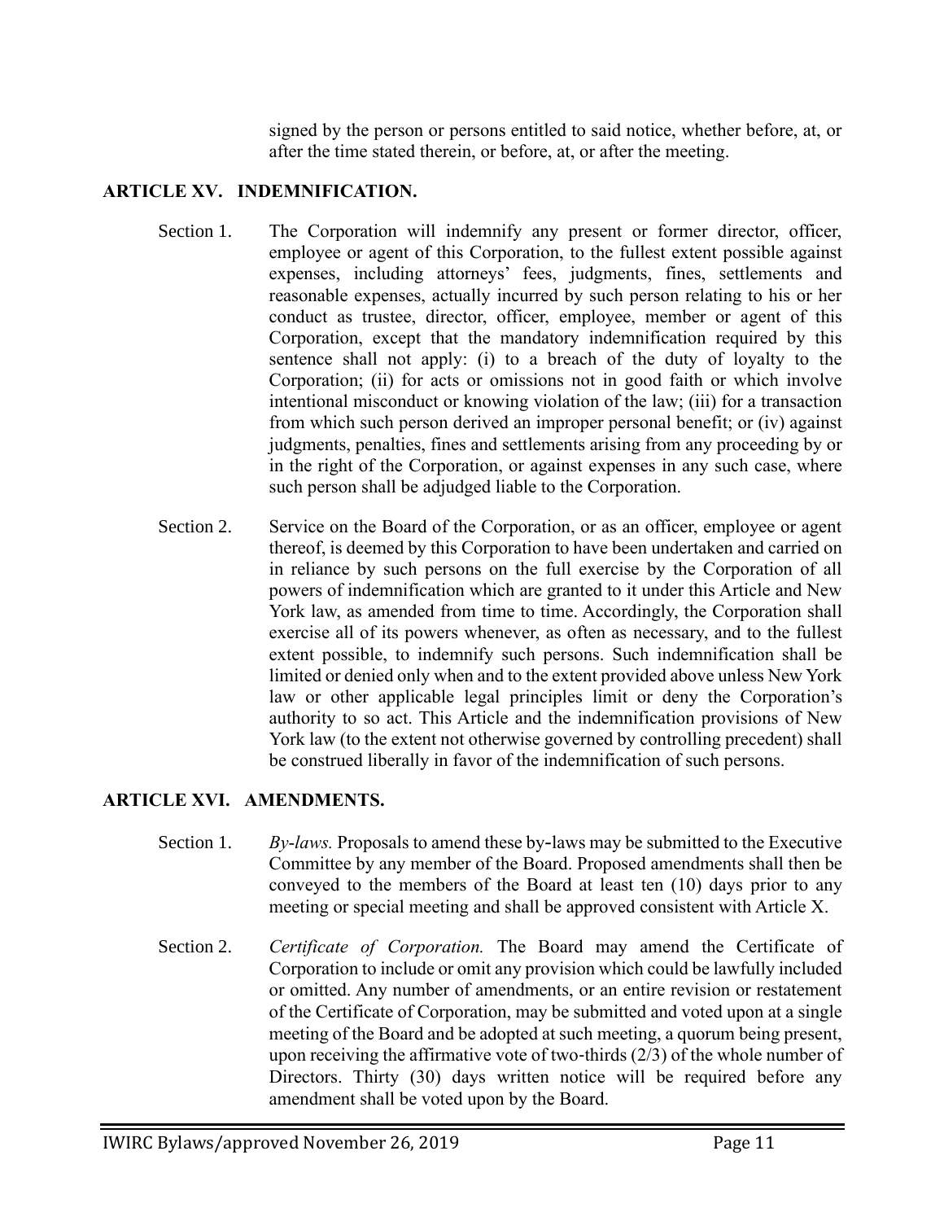signed by the person or persons entitled to said notice, whether before, at, or after the time stated therein, or before, at, or after the meeting.

## ARTICLE XV. INDEMNIFICATION.

Section 1. The Corporation will indemnify any present or former director, officer, employee or agent of this Corporation, to the fullest extent possible against expenses, including attorneys' fees, judgments, fines, settlements and reasonable expenses, actually incurred by such person relating to his or her conduct as trustee, director, officer, employee, member or agent of this Corporation, except that the mandatory indemnification required by this sentence shall not apply: (i) to a breach of the duty of loyalty to the Corporation; (ii) for acts or omissions not in good faith or which involve intentional misconduct or knowing violation of the law; (iii) for a transaction from which such person derived an improper personal benefit; or (iv) against judgments, penalties, fines and settlements arising from any proceeding by or in the right of the Corporation, or against expenses in any such case, where such person shall be adjudged liable to the Corporation.

Section 2. Service on the Board of the Corporation, or as an officer, employee or agent thereof, is deemed by this Corporation to have been undertaken and carried on in reliance by such persons on the full exercise by the Corporation of all powers of indemnification which are granted to it under this Article and New York law, as amended from time to time. Accordingly, the Corporation shall exercise all of its powers whenever, as often as necessary, and to the fullest extent possible, to indemnify such persons. Such indemnification shall be limited or denied only when and to the extent provided above unless New York law or other applicable legal principles limit or deny the Corporation's authority to so act. This Article and the indemnification provisions of New York law (to the extent not otherwise governed by controlling precedent) shall be construed liberally in favor of the indemnification of such persons.

## ARTICLE XVI. AMENDMENTS.

Section 1. *By-laws.* Proposals to amend these by-laws may be submitted to the Executive Committee by any member of the Board. Proposed amendments shall then be conveyed to the members of the Board at least ten (10) days prior to any meeting or special meeting and shall be approved consistent with Article X.

Section 2. *Certificate of Corporation.* The Board may amend the Certificate of Corporation to include or omit any provision which could be lawfully included or omitted. Any number of amendments, or an entire revision or restatement of the Certificate of Corporation, may be submitted and voted upon at a single meeting of the Board and be adopted at such meeting, a quorum being present, upon receiving the affirmative vote of two-thirds (2/3) of the whole number of Directors. Thirty (30) days written notice will be required before any amendment shall be voted upon by the Board.